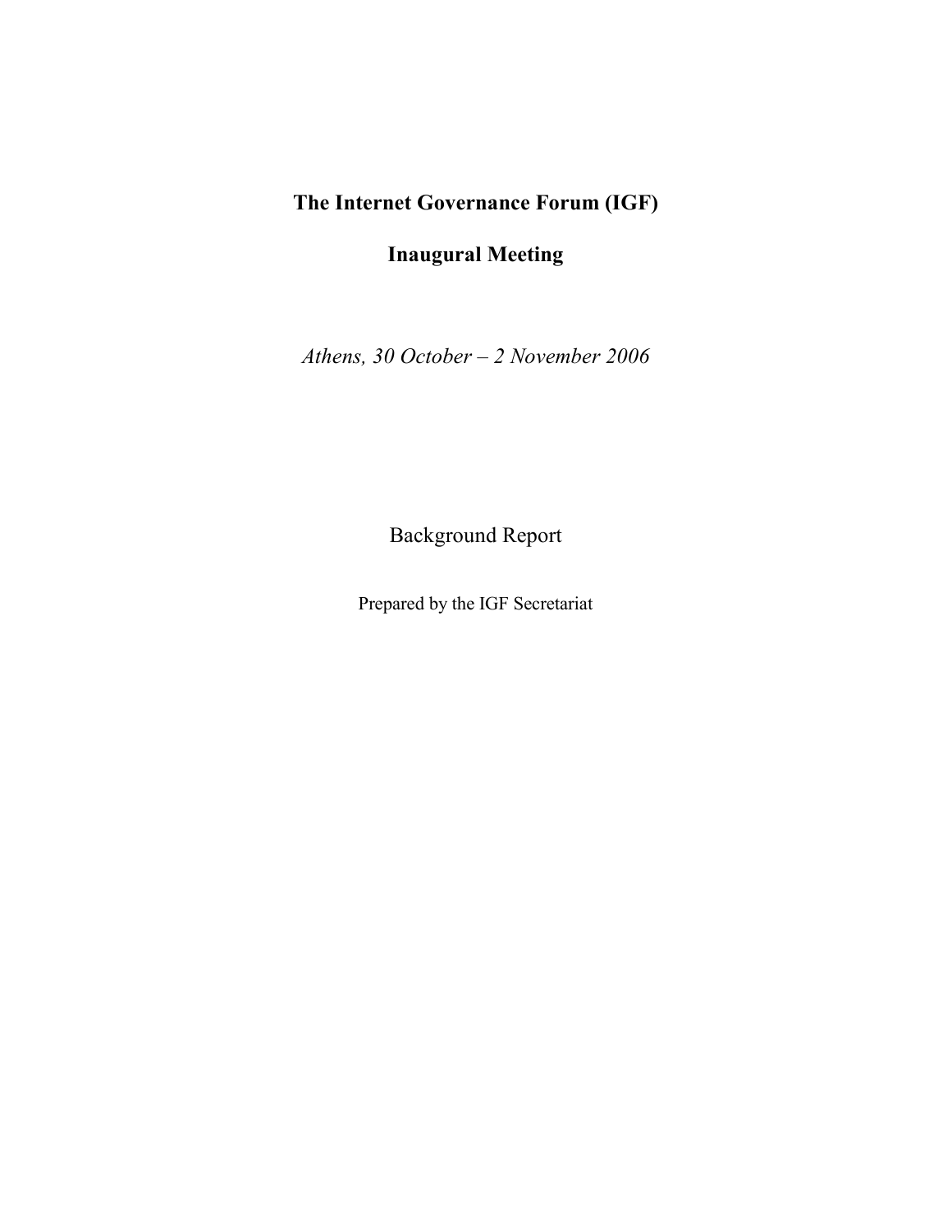# The Internet Governance Forum (IGF)

## Inaugural Meeting

*Athens, 30 October – 2 November 2006*

Background Report

Prepared by the IGF Secretariat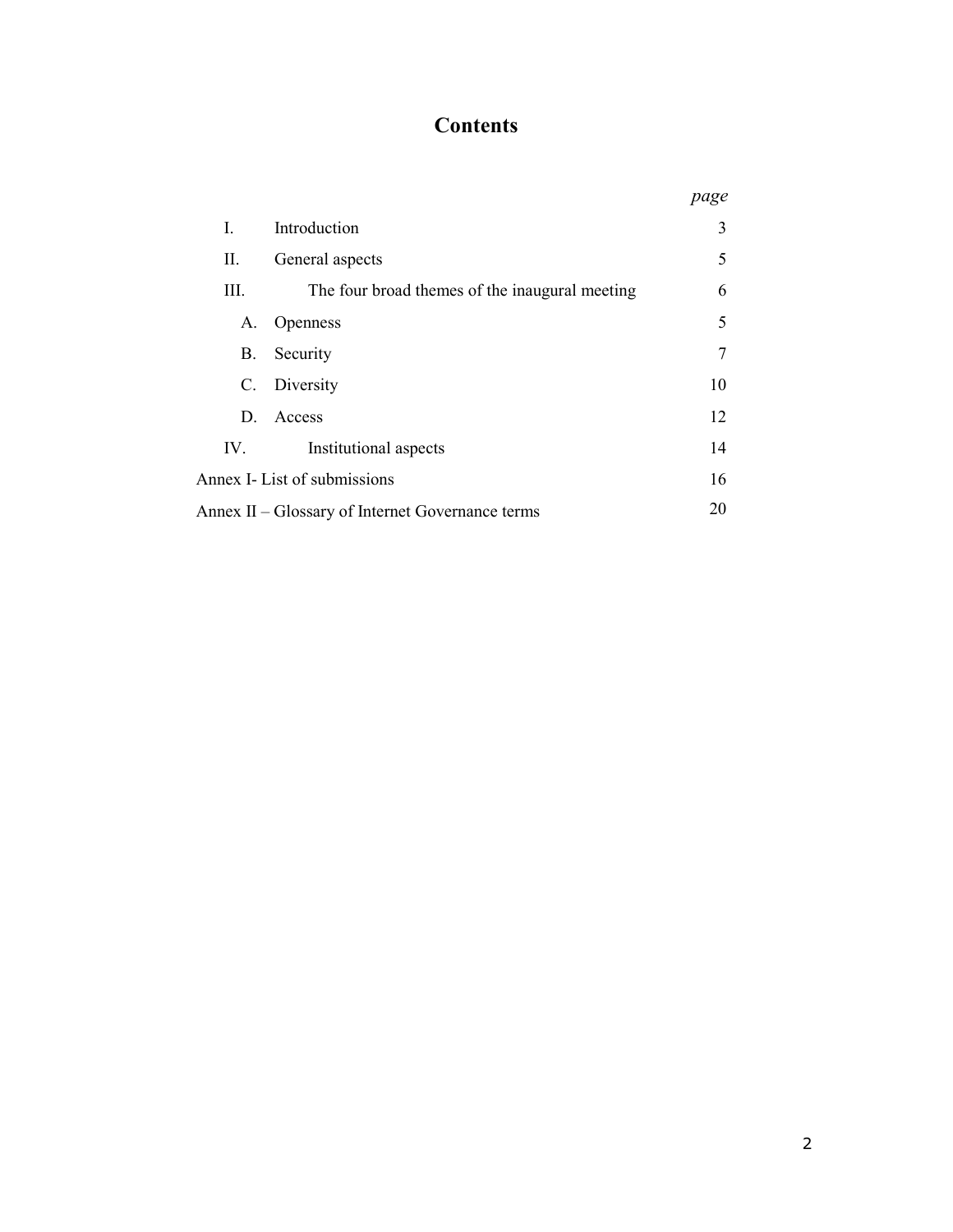# Contents

| | | *page* |
|---|---|---|
| I. | Introduction | 3 |
| II. | General aspects | 5 |
| III. | The four broad themes of the inaugural meeting | 6 |
| A. | Openness | 5 |
| B. | Security | 7 |
| C. | Diversity | 10 |
| D. | Access | 12 |
| IV. | Institutional aspects | 14 |
| Annex I- List of submissions | | 16 |
| Annex II – Glossary of Internet Governance terms | | 20 |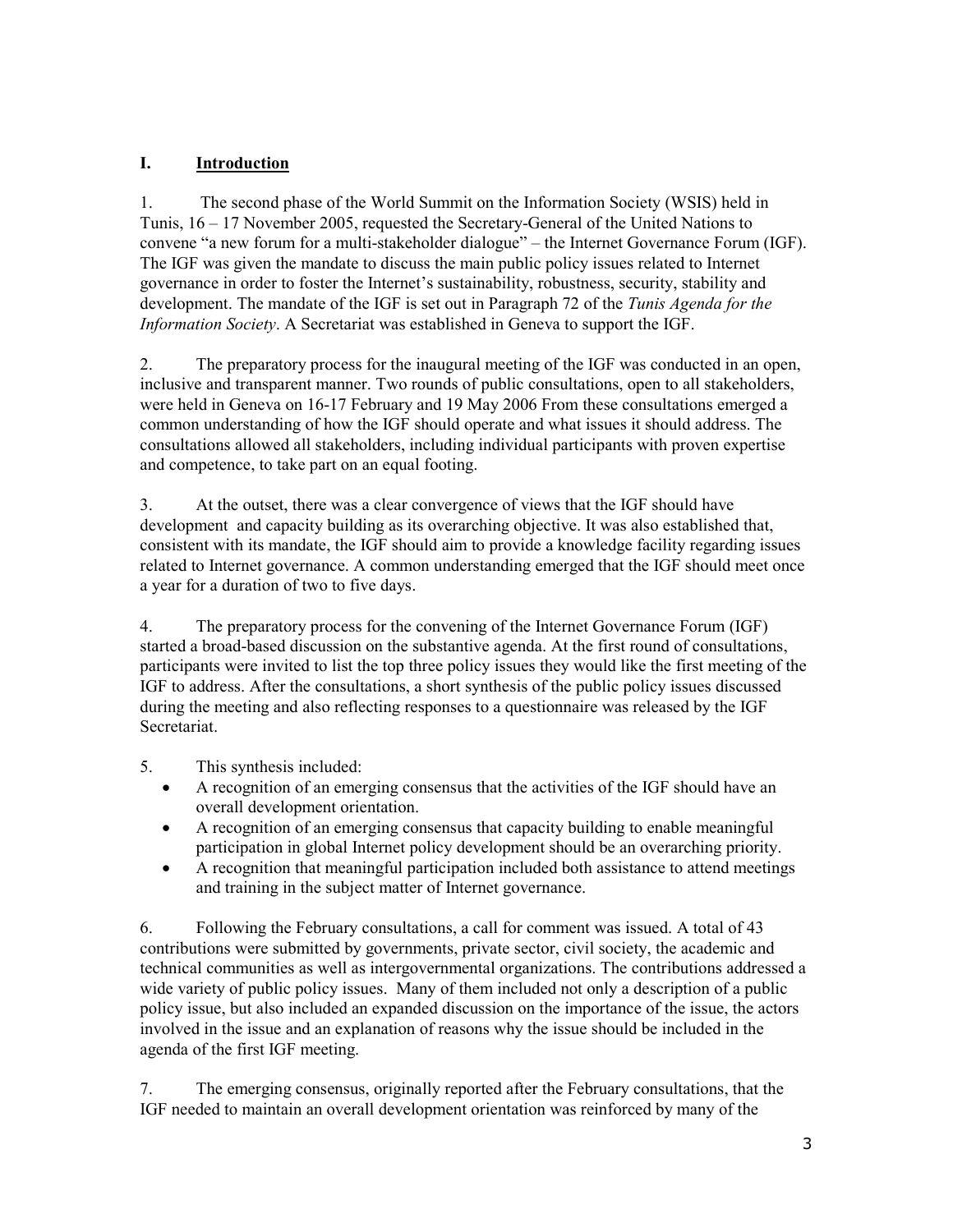## I. Introduction

1. The second phase of the World Summit on the Information Society (WSIS) held in Tunis, 16 – 17 November 2005, requested the Secretary-General of the United Nations to convene "a new forum for a multi-stakeholder dialogue" – the Internet Governance Forum (IGF). The IGF was given the mandate to discuss the main public policy issues related to Internet governance in order to foster the Internet's sustainability, robustness, security, stability and development. The mandate of the IGF is set out in Paragraph 72 of the *Tunis Agenda for the Information Society*. A Secretariat was established in Geneva to support the IGF.

2. The preparatory process for the inaugural meeting of the IGF was conducted in an open, inclusive and transparent manner. Two rounds of public consultations, open to all stakeholders, were held in Geneva on 16-17 February and 19 May 2006 From these consultations emerged a common understanding of how the IGF should operate and what issues it should address. The consultations allowed all stakeholders, including individual participants with proven expertise and competence, to take part on an equal footing.

3. At the outset, there was a clear convergence of views that the IGF should have development and capacity building as its overarching objective. It was also established that, consistent with its mandate, the IGF should aim to provide a knowledge facility regarding issues related to Internet governance. A common understanding emerged that the IGF should meet once a year for a duration of two to five days.

4. The preparatory process for the convening of the Internet Governance Forum (IGF) started a broad-based discussion on the substantive agenda. At the first round of consultations, participants were invited to list the top three policy issues they would like the first meeting of the IGF to address. After the consultations, a short synthesis of the public policy issues discussed during the meeting and also reflecting responses to a questionnaire was released by the IGF Secretariat.

5. This synthesis included:
   - A recognition of an emerging consensus that the activities of the IGF should have an overall development orientation.
   - A recognition of an emerging consensus that capacity building to enable meaningful participation in global Internet policy development should be an overarching priority.
   - A recognition that meaningful participation included both assistance to attend meetings and training in the subject matter of Internet governance.

6. Following the February consultations, a call for comment was issued. A total of 43 contributions were submitted by governments, private sector, civil society, the academic and technical communities as well as intergovernmental organizations. The contributions addressed a wide variety of public policy issues. Many of them included not only a description of a public policy issue, but also included an expanded discussion on the importance of the issue, the actors involved in the issue and an explanation of reasons why the issue should be included in the agenda of the first IGF meeting.

7. The emerging consensus, originally reported after the February consultations, that the IGF needed to maintain an overall development orientation was reinforced by many of the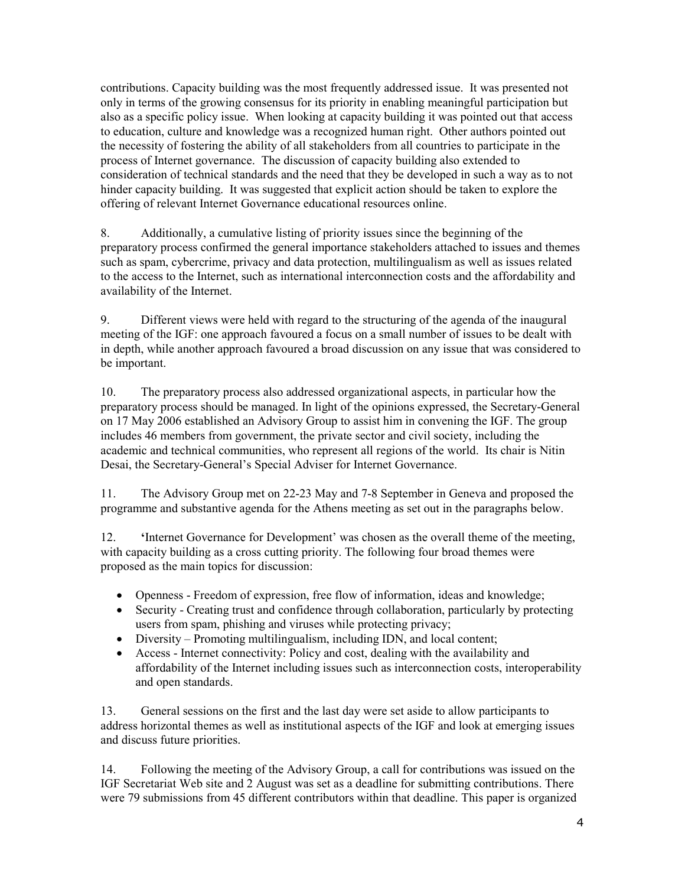contributions. Capacity building was the most frequently addressed issue. It was presented not only in terms of the growing consensus for its priority in enabling meaningful participation but also as a specific policy issue. When looking at capacity building it was pointed out that access to education, culture and knowledge was a recognized human right. Other authors pointed out the necessity of fostering the ability of all stakeholders from all countries to participate in the process of Internet governance. The discussion of capacity building also extended to consideration of technical standards and the need that they be developed in such a way as to not hinder capacity building. It was suggested that explicit action should be taken to explore the offering of relevant Internet Governance educational resources online.

8. Additionally, a cumulative listing of priority issues since the beginning of the preparatory process confirmed the general importance stakeholders attached to issues and themes such as spam, cybercrime, privacy and data protection, multilingualism as well as issues related to the access to the Internet, such as international interconnection costs and the affordability and availability of the Internet.

9. Different views were held with regard to the structuring of the agenda of the inaugural meeting of the IGF: one approach favoured a focus on a small number of issues to be dealt with in depth, while another approach favoured a broad discussion on any issue that was considered to be important.

10. The preparatory process also addressed organizational aspects, in particular how the preparatory process should be managed. In light of the opinions expressed, the Secretary-General on 17 May 2006 established an Advisory Group to assist him in convening the IGF. The group includes 46 members from government, the private sector and civil society, including the academic and technical communities, who represent all regions of the world. Its chair is Nitin Desai, the Secretary-General's Special Adviser for Internet Governance.

11. The Advisory Group met on 22-23 May and 7-8 September in Geneva and proposed the programme and substantive agenda for the Athens meeting as set out in the paragraphs below.

12. 'Internet Governance for Development' was chosen as the overall theme of the meeting, with capacity building as a cross cutting priority. The following four broad themes were proposed as the main topics for discussion:

- Openness - Freedom of expression, free flow of information, ideas and knowledge;
- Security - Creating trust and confidence through collaboration, particularly by protecting users from spam, phishing and viruses while protecting privacy;
- Diversity – Promoting multilingualism, including IDN, and local content;
- Access - Internet connectivity: Policy and cost, dealing with the availability and affordability of the Internet including issues such as interconnection costs, interoperability and open standards.

13. General sessions on the first and the last day were set aside to allow participants to address horizontal themes as well as institutional aspects of the IGF and look at emerging issues and discuss future priorities.

14. Following the meeting of the Advisory Group, a call for contributions was issued on the IGF Secretariat Web site and 2 August was set as a deadline for submitting contributions. There were 79 submissions from 45 different contributors within that deadline. This paper is organized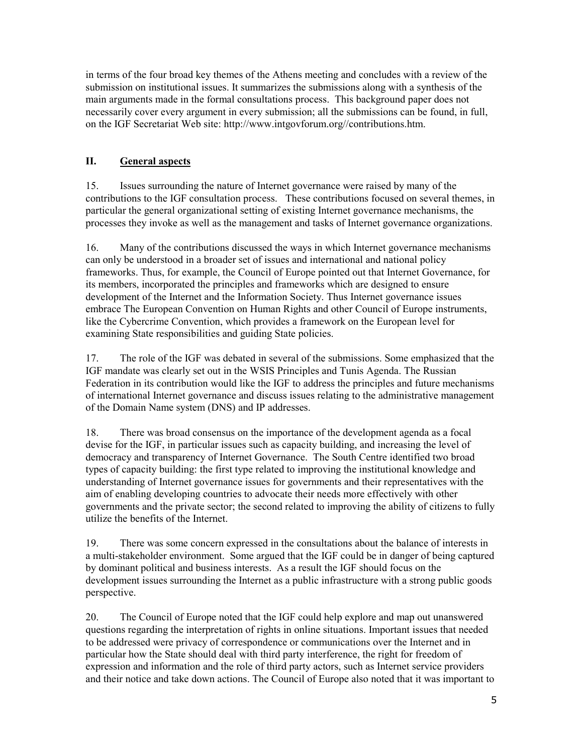in terms of the four broad key themes of the Athens meeting and concludes with a review of the submission on institutional issues. It summarizes the submissions along with a synthesis of the main arguments made in the formal consultations process. This background paper does not necessarily cover every argument in every submission; all the submissions can be found, in full, on the IGF Secretariat Web site: http://www.intgovforum.org//contributions.htm.

## II. General aspects

15. Issues surrounding the nature of Internet governance were raised by many of the contributions to the IGF consultation process. These contributions focused on several themes, in particular the general organizational setting of existing Internet governance mechanisms, the processes they invoke as well as the management and tasks of Internet governance organizations.

16. Many of the contributions discussed the ways in which Internet governance mechanisms can only be understood in a broader set of issues and international and national policy frameworks. Thus, for example, the Council of Europe pointed out that Internet Governance, for its members, incorporated the principles and frameworks which are designed to ensure development of the Internet and the Information Society. Thus Internet governance issues embrace The European Convention on Human Rights and other Council of Europe instruments, like the Cybercrime Convention, which provides a framework on the European level for examining State responsibilities and guiding State policies.

17. The role of the IGF was debated in several of the submissions. Some emphasized that the IGF mandate was clearly set out in the WSIS Principles and Tunis Agenda. The Russian Federation in its contribution would like the IGF to address the principles and future mechanisms of international Internet governance and discuss issues relating to the administrative management of the Domain Name system (DNS) and IP addresses.

18. There was broad consensus on the importance of the development agenda as a focal devise for the IGF, in particular issues such as capacity building, and increasing the level of democracy and transparency of Internet Governance. The South Centre identified two broad types of capacity building: the first type related to improving the institutional knowledge and understanding of Internet governance issues for governments and their representatives with the aim of enabling developing countries to advocate their needs more effectively with other governments and the private sector; the second related to improving the ability of citizens to fully utilize the benefits of the Internet.

19. There was some concern expressed in the consultations about the balance of interests in a multi-stakeholder environment. Some argued that the IGF could be in danger of being captured by dominant political and business interests. As a result the IGF should focus on the development issues surrounding the Internet as a public infrastructure with a strong public goods perspective.

20. The Council of Europe noted that the IGF could help explore and map out unanswered questions regarding the interpretation of rights in online situations. Important issues that needed to be addressed were privacy of correspondence or communications over the Internet and in particular how the State should deal with third party interference, the right for freedom of expression and information and the role of third party actors, such as Internet service providers and their notice and take down actions. The Council of Europe also noted that it was important to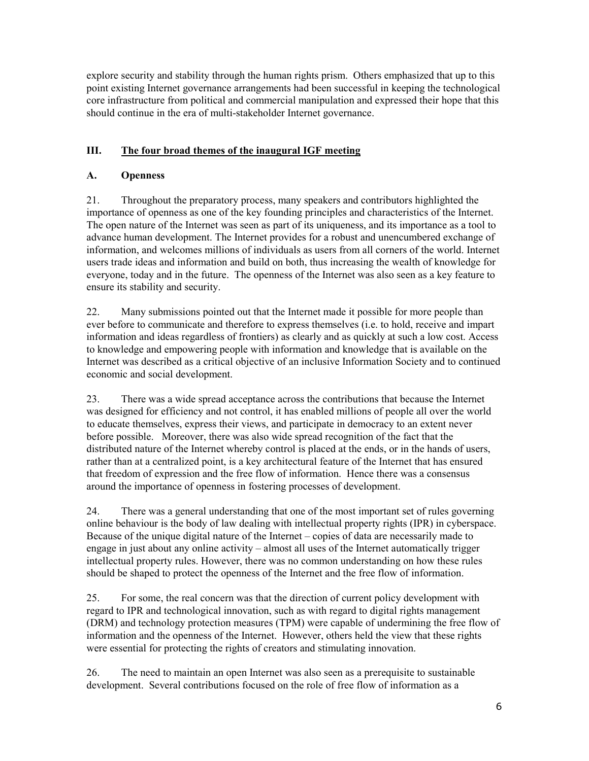explore security and stability through the human rights prism. Others emphasized that up to this point existing Internet governance arrangements had been successful in keeping the technological core infrastructure from political and commercial manipulation and expressed their hope that this should continue in the era of multi-stakeholder Internet governance.

## III. The four broad themes of the inaugural IGF meeting

### A. Openness

21. Throughout the preparatory process, many speakers and contributors highlighted the importance of openness as one of the key founding principles and characteristics of the Internet. The open nature of the Internet was seen as part of its uniqueness, and its importance as a tool to advance human development. The Internet provides for a robust and unencumbered exchange of information, and welcomes millions of individuals as users from all corners of the world. Internet users trade ideas and information and build on both, thus increasing the wealth of knowledge for everyone, today and in the future. The openness of the Internet was also seen as a key feature to ensure its stability and security.

22. Many submissions pointed out that the Internet made it possible for more people than ever before to communicate and therefore to express themselves (i.e. to hold, receive and impart information and ideas regardless of frontiers) as clearly and as quickly at such a low cost. Access to knowledge and empowering people with information and knowledge that is available on the Internet was described as a critical objective of an inclusive Information Society and to continued economic and social development.

23. There was a wide spread acceptance across the contributions that because the Internet was designed for efficiency and not control, it has enabled millions of people all over the world to educate themselves, express their views, and participate in democracy to an extent never before possible. Moreover, there was also wide spread recognition of the fact that the distributed nature of the Internet whereby control is placed at the ends, or in the hands of users, rather than at a centralized point, is a key architectural feature of the Internet that has ensured that freedom of expression and the free flow of information. Hence there was a consensus around the importance of openness in fostering processes of development.

24. There was a general understanding that one of the most important set of rules governing online behaviour is the body of law dealing with intellectual property rights (IPR) in cyberspace. Because of the unique digital nature of the Internet – copies of data are necessarily made to engage in just about any online activity – almost all uses of the Internet automatically trigger intellectual property rules. However, there was no common understanding on how these rules should be shaped to protect the openness of the Internet and the free flow of information.

25. For some, the real concern was that the direction of current policy development with regard to IPR and technological innovation, such as with regard to digital rights management (DRM) and technology protection measures (TPM) were capable of undermining the free flow of information and the openness of the Internet. However, others held the view that these rights were essential for protecting the rights of creators and stimulating innovation.

26. The need to maintain an open Internet was also seen as a prerequisite to sustainable development. Several contributions focused on the role of free flow of information as a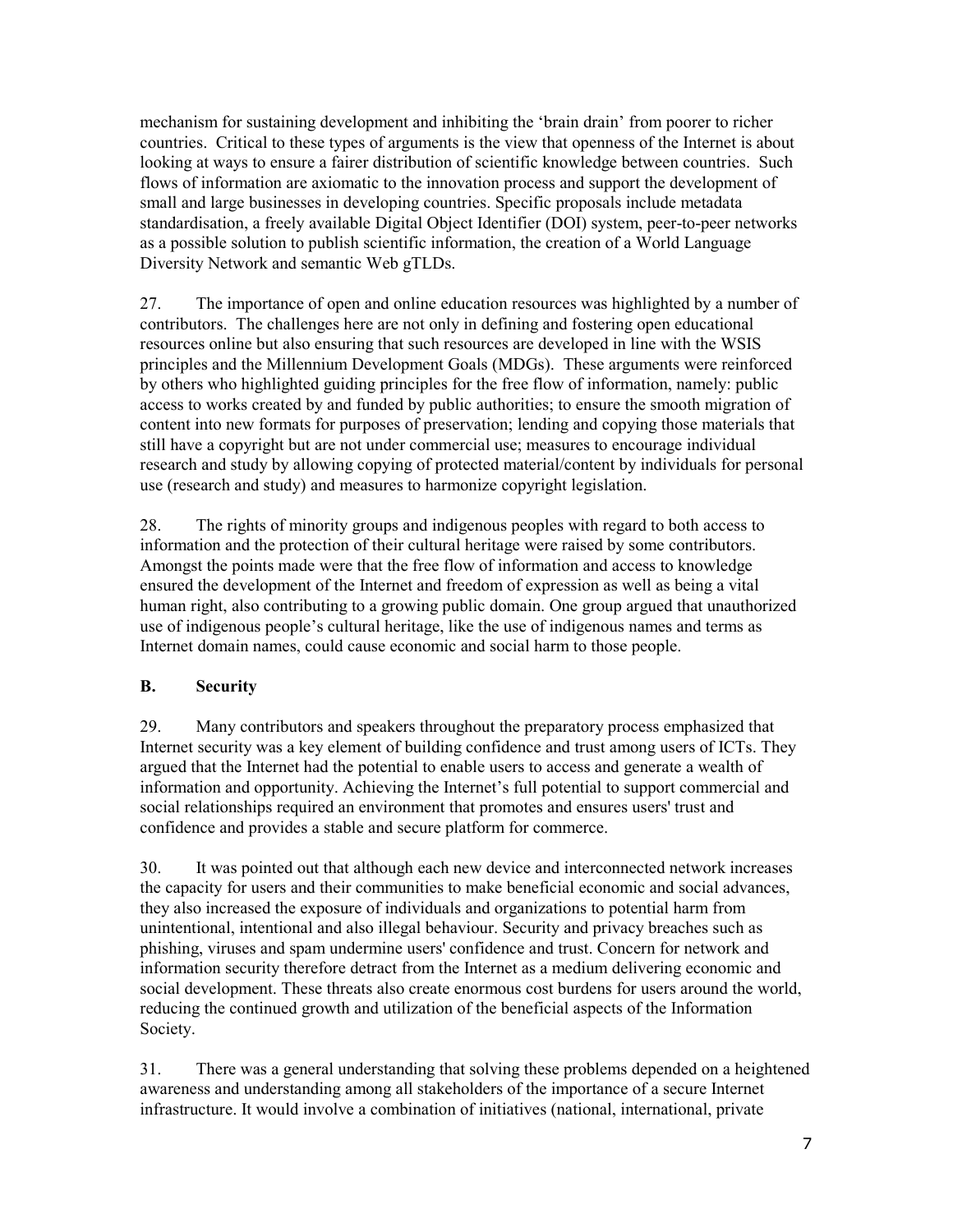mechanism for sustaining development and inhibiting the 'brain drain' from poorer to richer countries. Critical to these types of arguments is the view that openness of the Internet is about looking at ways to ensure a fairer distribution of scientific knowledge between countries. Such flows of information are axiomatic to the innovation process and support the development of small and large businesses in developing countries. Specific proposals include metadata standardisation, a freely available Digital Object Identifier (DOI) system, peer-to-peer networks as a possible solution to publish scientific information, the creation of a World Language Diversity Network and semantic Web gTLDs.

27. The importance of open and online education resources was highlighted by a number of contributors. The challenges here are not only in defining and fostering open educational resources online but also ensuring that such resources are developed in line with the WSIS principles and the Millennium Development Goals (MDGs). These arguments were reinforced by others who highlighted guiding principles for the free flow of information, namely: public access to works created by and funded by public authorities; to ensure the smooth migration of content into new formats for purposes of preservation; lending and copying those materials that still have a copyright but are not under commercial use; measures to encourage individual research and study by allowing copying of protected material/content by individuals for personal use (research and study) and measures to harmonize copyright legislation.

28. The rights of minority groups and indigenous peoples with regard to both access to information and the protection of their cultural heritage were raised by some contributors. Amongst the points made were that the free flow of information and access to knowledge ensured the development of the Internet and freedom of expression as well as being a vital human right, also contributing to a growing public domain. One group argued that unauthorized use of indigenous people's cultural heritage, like the use of indigenous names and terms as Internet domain names, could cause economic and social harm to those people.

## B. Security

29. Many contributors and speakers throughout the preparatory process emphasized that Internet security was a key element of building confidence and trust among users of ICTs. They argued that the Internet had the potential to enable users to access and generate a wealth of information and opportunity. Achieving the Internet's full potential to support commercial and social relationships required an environment that promotes and ensures users' trust and confidence and provides a stable and secure platform for commerce.

30. It was pointed out that although each new device and interconnected network increases the capacity for users and their communities to make beneficial economic and social advances, they also increased the exposure of individuals and organizations to potential harm from unintentional, intentional and also illegal behaviour. Security and privacy breaches such as phishing, viruses and spam undermine users' confidence and trust. Concern for network and information security therefore detract from the Internet as a medium delivering economic and social development. These threats also create enormous cost burdens for users around the world, reducing the continued growth and utilization of the beneficial aspects of the Information Society.

31. There was a general understanding that solving these problems depended on a heightened awareness and understanding among all stakeholders of the importance of a secure Internet infrastructure. It would involve a combination of initiatives (national, international, private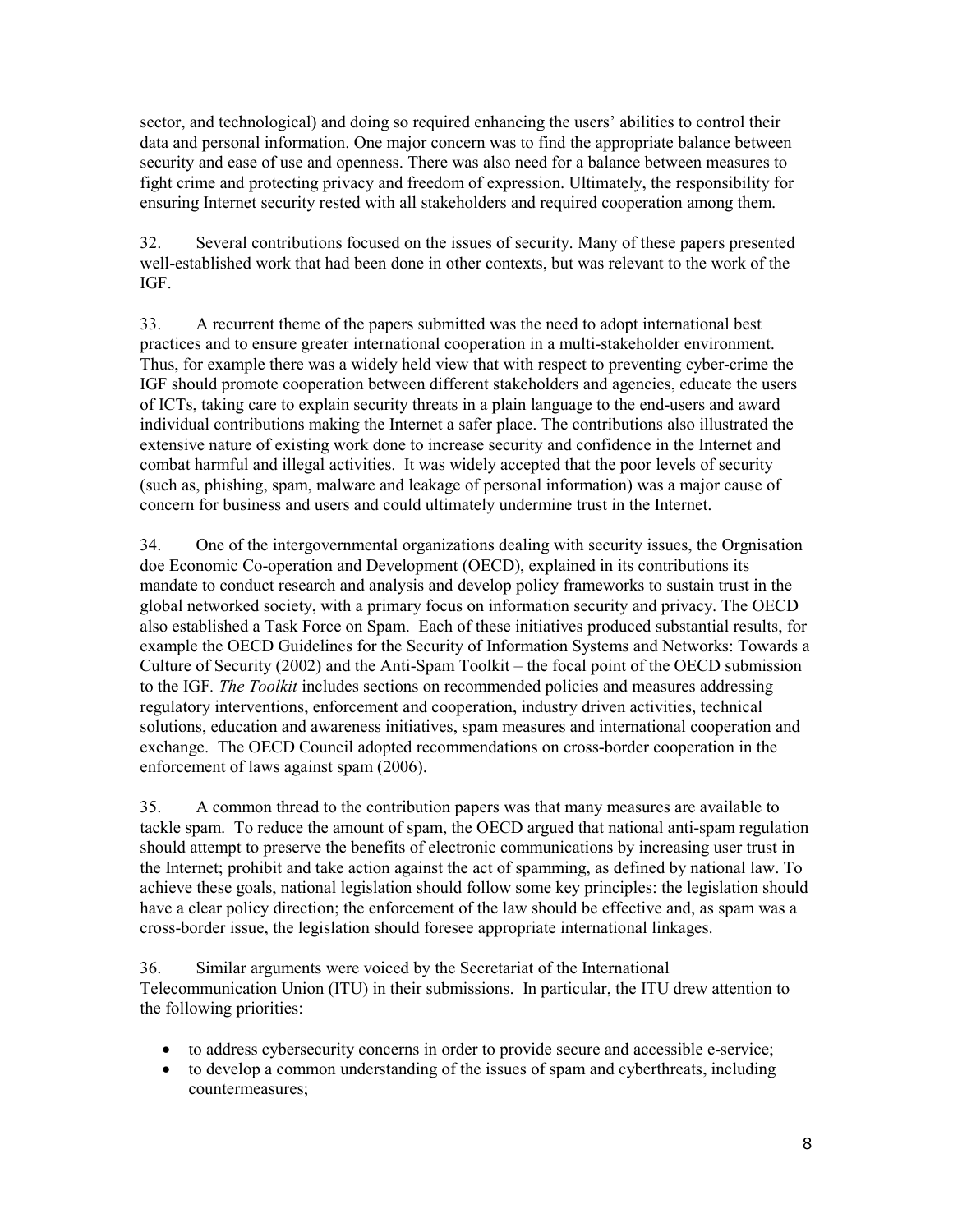sector, and technological) and doing so required enhancing the users' abilities to control their data and personal information. One major concern was to find the appropriate balance between security and ease of use and openness. There was also need for a balance between measures to fight crime and protecting privacy and freedom of expression. Ultimately, the responsibility for ensuring Internet security rested with all stakeholders and required cooperation among them.

32. Several contributions focused on the issues of security. Many of these papers presented well-established work that had been done in other contexts, but was relevant to the work of the IGF.

33. A recurrent theme of the papers submitted was the need to adopt international best practices and to ensure greater international cooperation in a multi-stakeholder environment. Thus, for example there was a widely held view that with respect to preventing cyber-crime the IGF should promote cooperation between different stakeholders and agencies, educate the users of ICTs, taking care to explain security threats in a plain language to the end-users and award individual contributions making the Internet a safer place. The contributions also illustrated the extensive nature of existing work done to increase security and confidence in the Internet and combat harmful and illegal activities. It was widely accepted that the poor levels of security (such as, phishing, spam, malware and leakage of personal information) was a major cause of concern for business and users and could ultimately undermine trust in the Internet.

34. One of the intergovernmental organizations dealing with security issues, the Orgnisation doe Economic Co-operation and Development (OECD), explained in its contributions its mandate to conduct research and analysis and develop policy frameworks to sustain trust in the global networked society, with a primary focus on information security and privacy. The OECD also established a Task Force on Spam. Each of these initiatives produced substantial results, for example the OECD Guidelines for the Security of Information Systems and Networks: Towards a Culture of Security (2002) and the Anti-Spam Toolkit – the focal point of the OECD submission to the IGF. *The Toolkit* includes sections on recommended policies and measures addressing regulatory interventions, enforcement and cooperation, industry driven activities, technical solutions, education and awareness initiatives, spam measures and international cooperation and exchange. The OECD Council adopted recommendations on cross-border cooperation in the enforcement of laws against spam (2006).

35. A common thread to the contribution papers was that many measures are available to tackle spam. To reduce the amount of spam, the OECD argued that national anti-spam regulation should attempt to preserve the benefits of electronic communications by increasing user trust in the Internet; prohibit and take action against the act of spamming, as defined by national law. To achieve these goals, national legislation should follow some key principles: the legislation should have a clear policy direction; the enforcement of the law should be effective and, as spam was a cross-border issue, the legislation should foresee appropriate international linkages.

36. Similar arguments were voiced by the Secretariat of the International Telecommunication Union (ITU) in their submissions. In particular, the ITU drew attention to the following priorities:

- to address cybersecurity concerns in order to provide secure and accessible e-service;
- to develop a common understanding of the issues of spam and cyberthreats, including countermeasures;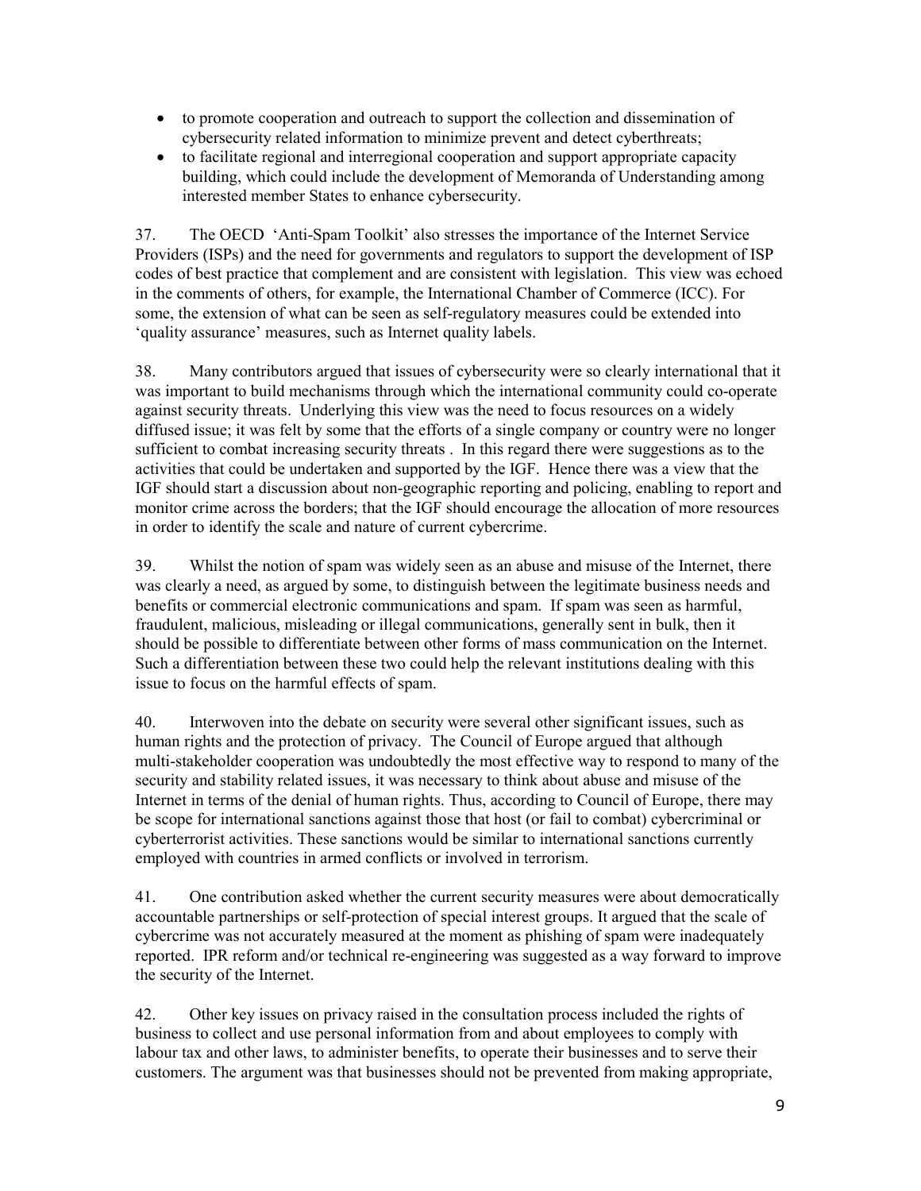- to promote cooperation and outreach to support the collection and dissemination of cybersecurity related information to minimize prevent and detect cyberthreats;
- to facilitate regional and interregional cooperation and support appropriate capacity building, which could include the development of Memoranda of Understanding among interested member States to enhance cybersecurity.

37. The OECD 'Anti-Spam Toolkit' also stresses the importance of the Internet Service Providers (ISPs) and the need for governments and regulators to support the development of ISP codes of best practice that complement and are consistent with legislation. This view was echoed in the comments of others, for example, the International Chamber of Commerce (ICC). For some, the extension of what can be seen as self-regulatory measures could be extended into 'quality assurance' measures, such as Internet quality labels.

38. Many contributors argued that issues of cybersecurity were so clearly international that it was important to build mechanisms through which the international community could co-operate against security threats. Underlying this view was the need to focus resources on a widely diffused issue; it was felt by some that the efforts of a single company or country were no longer sufficient to combat increasing security threats . In this regard there were suggestions as to the activities that could be undertaken and supported by the IGF. Hence there was a view that the IGF should start a discussion about non-geographic reporting and policing, enabling to report and monitor crime across the borders; that the IGF should encourage the allocation of more resources in order to identify the scale and nature of current cybercrime.

39. Whilst the notion of spam was widely seen as an abuse and misuse of the Internet, there was clearly a need, as argued by some, to distinguish between the legitimate business needs and benefits or commercial electronic communications and spam. If spam was seen as harmful, fraudulent, malicious, misleading or illegal communications, generally sent in bulk, then it should be possible to differentiate between other forms of mass communication on the Internet. Such a differentiation between these two could help the relevant institutions dealing with this issue to focus on the harmful effects of spam.

40. Interwoven into the debate on security were several other significant issues, such as human rights and the protection of privacy. The Council of Europe argued that although multi-stakeholder cooperation was undoubtedly the most effective way to respond to many of the security and stability related issues, it was necessary to think about abuse and misuse of the Internet in terms of the denial of human rights. Thus, according to Council of Europe, there may be scope for international sanctions against those that host (or fail to combat) cybercriminal or cyberterrorist activities. These sanctions would be similar to international sanctions currently employed with countries in armed conflicts or involved in terrorism.

41. One contribution asked whether the current security measures were about democratically accountable partnerships or self-protection of special interest groups. It argued that the scale of cybercrime was not accurately measured at the moment as phishing of spam were inadequately reported. IPR reform and/or technical re-engineering was suggested as a way forward to improve the security of the Internet.

42. Other key issues on privacy raised in the consultation process included the rights of business to collect and use personal information from and about employees to comply with labour tax and other laws, to administer benefits, to operate their businesses and to serve their customers. The argument was that businesses should not be prevented from making appropriate,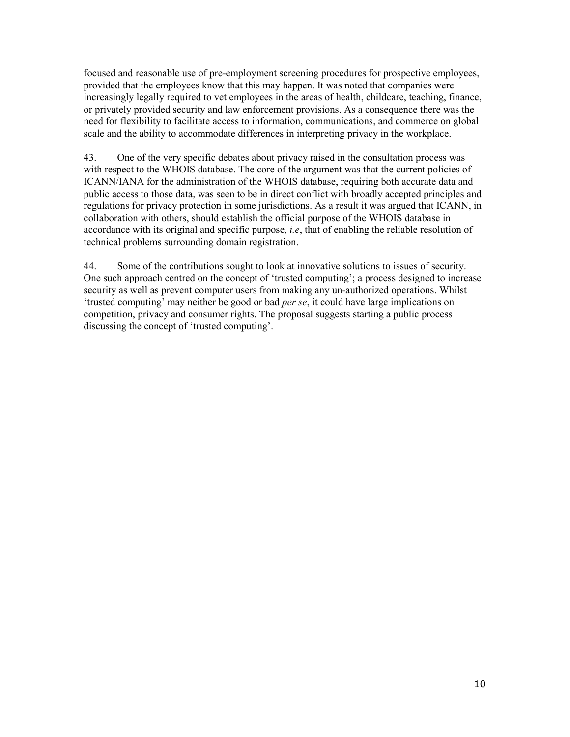focused and reasonable use of pre-employment screening procedures for prospective employees, provided that the employees know that this may happen. It was noted that companies were increasingly legally required to vet employees in the areas of health, childcare, teaching, finance, or privately provided security and law enforcement provisions. As a consequence there was the need for flexibility to facilitate access to information, communications, and commerce on global scale and the ability to accommodate differences in interpreting privacy in the workplace.

43. One of the very specific debates about privacy raised in the consultation process was with respect to the WHOIS database. The core of the argument was that the current policies of ICANN/IANA for the administration of the WHOIS database, requiring both accurate data and public access to those data, was seen to be in direct conflict with broadly accepted principles and regulations for privacy protection in some jurisdictions. As a result it was argued that ICANN, in collaboration with others, should establish the official purpose of the WHOIS database in accordance with its original and specific purpose, *i.e*, that of enabling the reliable resolution of technical problems surrounding domain registration.

44. Some of the contributions sought to look at innovative solutions to issues of security. One such approach centred on the concept of 'trusted computing'; a process designed to increase security as well as prevent computer users from making any un-authorized operations. Whilst 'trusted computing' may neither be good or bad *per se*, it could have large implications on competition, privacy and consumer rights. The proposal suggests starting a public process discussing the concept of 'trusted computing'.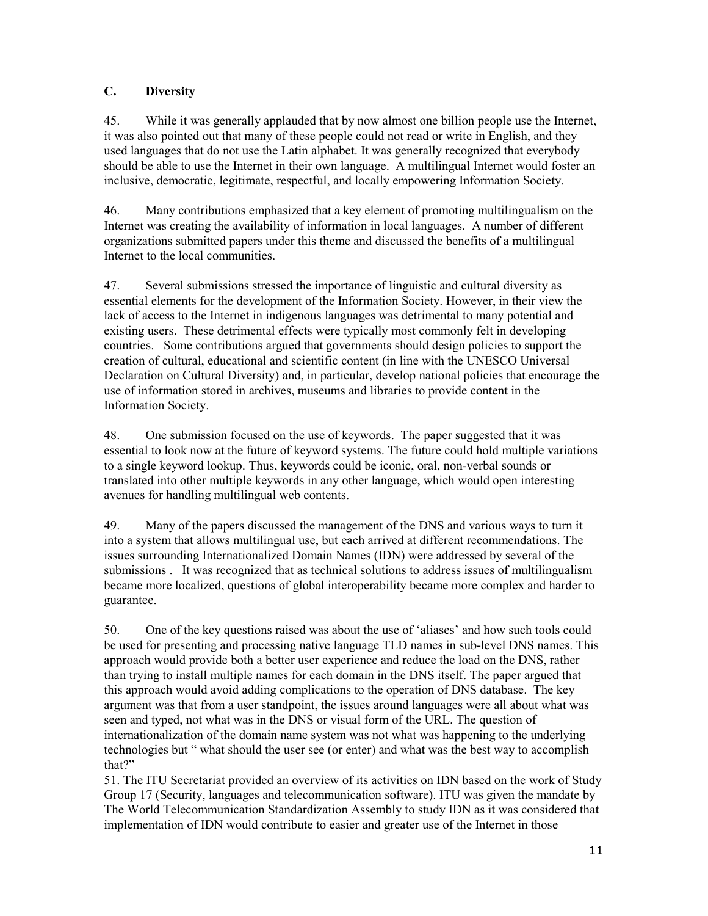## C. Diversity

45. While it was generally applauded that by now almost one billion people use the Internet, it was also pointed out that many of these people could not read or write in English, and they used languages that do not use the Latin alphabet. It was generally recognized that everybody should be able to use the Internet in their own language. A multilingual Internet would foster an inclusive, democratic, legitimate, respectful, and locally empowering Information Society.

46. Many contributions emphasized that a key element of promoting multilingualism on the Internet was creating the availability of information in local languages. A number of different organizations submitted papers under this theme and discussed the benefits of a multilingual Internet to the local communities.

47. Several submissions stressed the importance of linguistic and cultural diversity as essential elements for the development of the Information Society. However, in their view the lack of access to the Internet in indigenous languages was detrimental to many potential and existing users. These detrimental effects were typically most commonly felt in developing countries. Some contributions argued that governments should design policies to support the creation of cultural, educational and scientific content (in line with the UNESCO Universal Declaration on Cultural Diversity) and, in particular, develop national policies that encourage the use of information stored in archives, museums and libraries to provide content in the Information Society.

48. One submission focused on the use of keywords. The paper suggested that it was essential to look now at the future of keyword systems. The future could hold multiple variations to a single keyword lookup. Thus, keywords could be iconic, oral, non-verbal sounds or translated into other multiple keywords in any other language, which would open interesting avenues for handling multilingual web contents.

49. Many of the papers discussed the management of the DNS and various ways to turn it into a system that allows multilingual use, but each arrived at different recommendations. The issues surrounding Internationalized Domain Names (IDN) were addressed by several of the submissions . It was recognized that as technical solutions to address issues of multilingualism became more localized, questions of global interoperability became more complex and harder to guarantee.

50. One of the key questions raised was about the use of 'aliases' and how such tools could be used for presenting and processing native language TLD names in sub-level DNS names. This approach would provide both a better user experience and reduce the load on the DNS, rather than trying to install multiple names for each domain in the DNS itself. The paper argued that this approach would avoid adding complications to the operation of DNS database. The key argument was that from a user standpoint, the issues around languages were all about what was seen and typed, not what was in the DNS or visual form of the URL. The question of internationalization of the domain name system was not what was happening to the underlying technologies but " what should the user see (or enter) and what was the best way to accomplish that?"

51. The ITU Secretariat provided an overview of its activities on IDN based on the work of Study Group 17 (Security, languages and telecommunication software). ITU was given the mandate by The World Telecommunication Standardization Assembly to study IDN as it was considered that implementation of IDN would contribute to easier and greater use of the Internet in those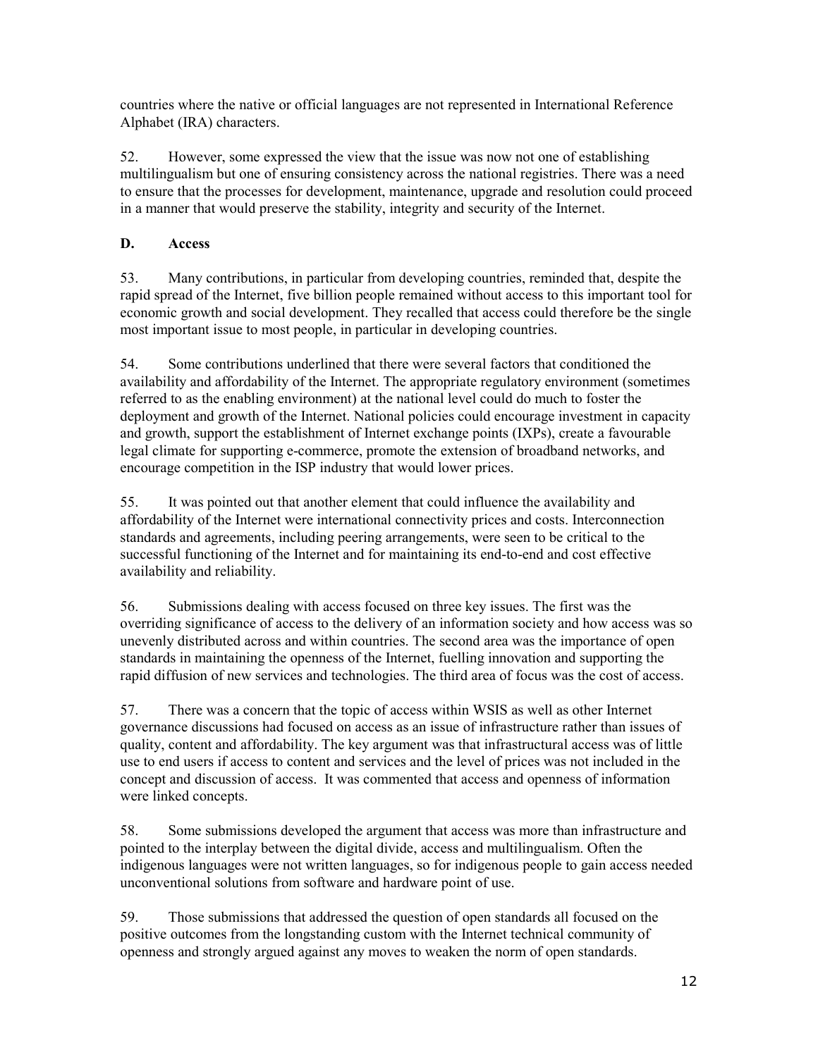countries where the native or official languages are not represented in International Reference Alphabet (IRA) characters.

52. However, some expressed the view that the issue was now not one of establishing multilingualism but one of ensuring consistency across the national registries. There was a need to ensure that the processes for development, maintenance, upgrade and resolution could proceed in a manner that would preserve the stability, integrity and security of the Internet.

## D. Access

53. Many contributions, in particular from developing countries, reminded that, despite the rapid spread of the Internet, five billion people remained without access to this important tool for economic growth and social development. They recalled that access could therefore be the single most important issue to most people, in particular in developing countries.

54. Some contributions underlined that there were several factors that conditioned the availability and affordability of the Internet. The appropriate regulatory environment (sometimes referred to as the enabling environment) at the national level could do much to foster the deployment and growth of the Internet. National policies could encourage investment in capacity and growth, support the establishment of Internet exchange points (IXPs), create a favourable legal climate for supporting e-commerce, promote the extension of broadband networks, and encourage competition in the ISP industry that would lower prices.

55. It was pointed out that another element that could influence the availability and affordability of the Internet were international connectivity prices and costs. Interconnection standards and agreements, including peering arrangements, were seen to be critical to the successful functioning of the Internet and for maintaining its end-to-end and cost effective availability and reliability.

56. Submissions dealing with access focused on three key issues. The first was the overriding significance of access to the delivery of an information society and how access was so unevenly distributed across and within countries. The second area was the importance of open standards in maintaining the openness of the Internet, fuelling innovation and supporting the rapid diffusion of new services and technologies. The third area of focus was the cost of access.

57. There was a concern that the topic of access within WSIS as well as other Internet governance discussions had focused on access as an issue of infrastructure rather than issues of quality, content and affordability. The key argument was that infrastructural access was of little use to end users if access to content and services and the level of prices was not included in the concept and discussion of access. It was commented that access and openness of information were linked concepts.

58. Some submissions developed the argument that access was more than infrastructure and pointed to the interplay between the digital divide, access and multilingualism. Often the indigenous languages were not written languages, so for indigenous people to gain access needed unconventional solutions from software and hardware point of use.

59. Those submissions that addressed the question of open standards all focused on the positive outcomes from the longstanding custom with the Internet technical community of openness and strongly argued against any moves to weaken the norm of open standards.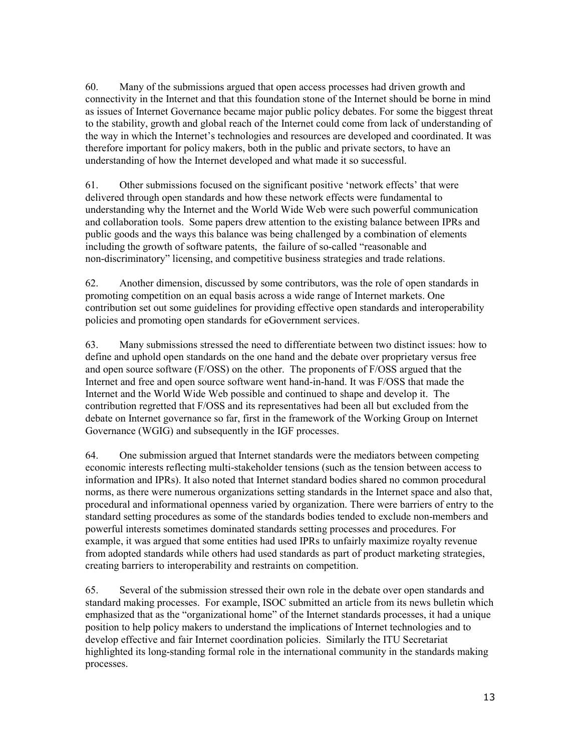60. Many of the submissions argued that open access processes had driven growth and connectivity in the Internet and that this foundation stone of the Internet should be borne in mind as issues of Internet Governance became major public policy debates. For some the biggest threat to the stability, growth and global reach of the Internet could come from lack of understanding of the way in which the Internet's technologies and resources are developed and coordinated. It was therefore important for policy makers, both in the public and private sectors, to have an understanding of how the Internet developed and what made it so successful.

61. Other submissions focused on the significant positive 'network effects' that were delivered through open standards and how these network effects were fundamental to understanding why the Internet and the World Wide Web were such powerful communication and collaboration tools. Some papers drew attention to the existing balance between IPRs and public goods and the ways this balance was being challenged by a combination of elements including the growth of software patents, the failure of so-called "reasonable and non-discriminatory" licensing, and competitive business strategies and trade relations.

62. Another dimension, discussed by some contributors, was the role of open standards in promoting competition on an equal basis across a wide range of Internet markets. One contribution set out some guidelines for providing effective open standards and interoperability policies and promoting open standards for eGovernment services.

63. Many submissions stressed the need to differentiate between two distinct issues: how to define and uphold open standards on the one hand and the debate over proprietary versus free and open source software (F/OSS) on the other. The proponents of F/OSS argued that the Internet and free and open source software went hand-in-hand. It was F/OSS that made the Internet and the World Wide Web possible and continued to shape and develop it. The contribution regretted that F/OSS and its representatives had been all but excluded from the debate on Internet governance so far, first in the framework of the Working Group on Internet Governance (WGIG) and subsequently in the IGF processes.

64. One submission argued that Internet standards were the mediators between competing economic interests reflecting multi-stakeholder tensions (such as the tension between access to information and IPRs). It also noted that Internet standard bodies shared no common procedural norms, as there were numerous organizations setting standards in the Internet space and also that, procedural and informational openness varied by organization. There were barriers of entry to the standard setting procedures as some of the standards bodies tended to exclude non-members and powerful interests sometimes dominated standards setting processes and procedures. For example, it was argued that some entities had used IPRs to unfairly maximize royalty revenue from adopted standards while others had used standards as part of product marketing strategies, creating barriers to interoperability and restraints on competition.

65. Several of the submission stressed their own role in the debate over open standards and standard making processes. For example, ISOC submitted an article from its news bulletin which emphasized that as the "organizational home" of the Internet standards processes, it had a unique position to help policy makers to understand the implications of Internet technologies and to develop effective and fair Internet coordination policies. Similarly the ITU Secretariat highlighted its long-standing formal role in the international community in the standards making processes.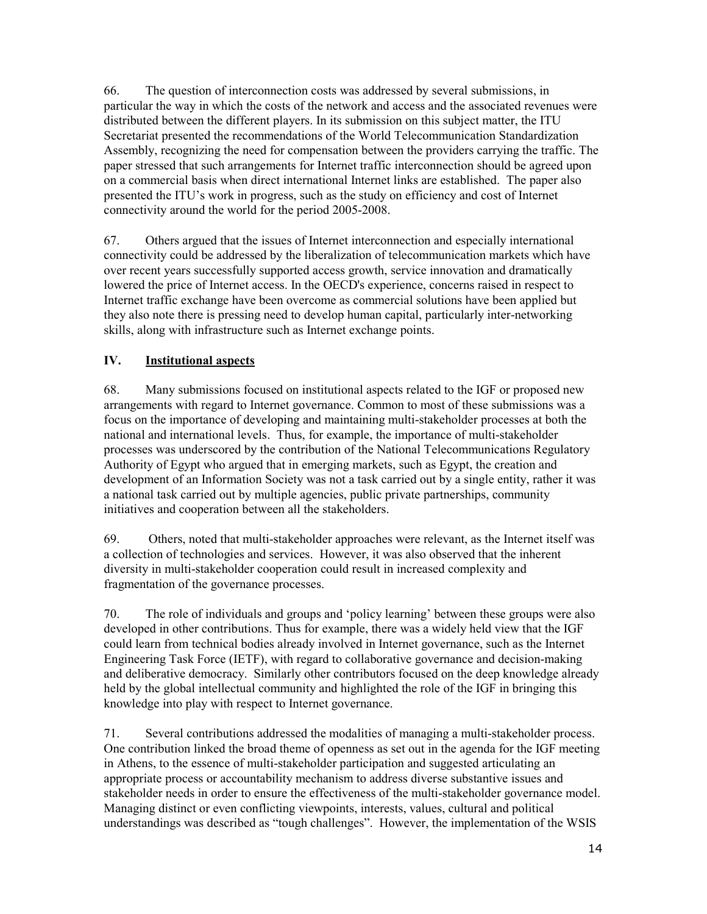66. The question of interconnection costs was addressed by several submissions, in particular the way in which the costs of the network and access and the associated revenues were distributed between the different players. In its submission on this subject matter, the ITU Secretariat presented the recommendations of the World Telecommunication Standardization Assembly, recognizing the need for compensation between the providers carrying the traffic. The paper stressed that such arrangements for Internet traffic interconnection should be agreed upon on a commercial basis when direct international Internet links are established. The paper also presented the ITU's work in progress, such as the study on efficiency and cost of Internet connectivity around the world for the period 2005-2008.

67. Others argued that the issues of Internet interconnection and especially international connectivity could be addressed by the liberalization of telecommunication markets which have over recent years successfully supported access growth, service innovation and dramatically lowered the price of Internet access. In the OECD's experience, concerns raised in respect to Internet traffic exchange have been overcome as commercial solutions have been applied but they also note there is pressing need to develop human capital, particularly inter-networking skills, along with infrastructure such as Internet exchange points.

## IV. Institutional aspects

68. Many submissions focused on institutional aspects related to the IGF or proposed new arrangements with regard to Internet governance. Common to most of these submissions was a focus on the importance of developing and maintaining multi-stakeholder processes at both the national and international levels. Thus, for example, the importance of multi-stakeholder processes was underscored by the contribution of the National Telecommunications Regulatory Authority of Egypt who argued that in emerging markets, such as Egypt, the creation and development of an Information Society was not a task carried out by a single entity, rather it was a national task carried out by multiple agencies, public private partnerships, community initiatives and cooperation between all the stakeholders.

69. Others, noted that multi-stakeholder approaches were relevant, as the Internet itself was a collection of technologies and services. However, it was also observed that the inherent diversity in multi-stakeholder cooperation could result in increased complexity and fragmentation of the governance processes.

70. The role of individuals and groups and 'policy learning' between these groups were also developed in other contributions. Thus for example, there was a widely held view that the IGF could learn from technical bodies already involved in Internet governance, such as the Internet Engineering Task Force (IETF), with regard to collaborative governance and decision-making and deliberative democracy. Similarly other contributors focused on the deep knowledge already held by the global intellectual community and highlighted the role of the IGF in bringing this knowledge into play with respect to Internet governance.

71. Several contributions addressed the modalities of managing a multi-stakeholder process. One contribution linked the broad theme of openness as set out in the agenda for the IGF meeting in Athens, to the essence of multi-stakeholder participation and suggested articulating an appropriate process or accountability mechanism to address diverse substantive issues and stakeholder needs in order to ensure the effectiveness of the multi-stakeholder governance model. Managing distinct or even conflicting viewpoints, interests, values, cultural and political understandings was described as "tough challenges". However, the implementation of the WSIS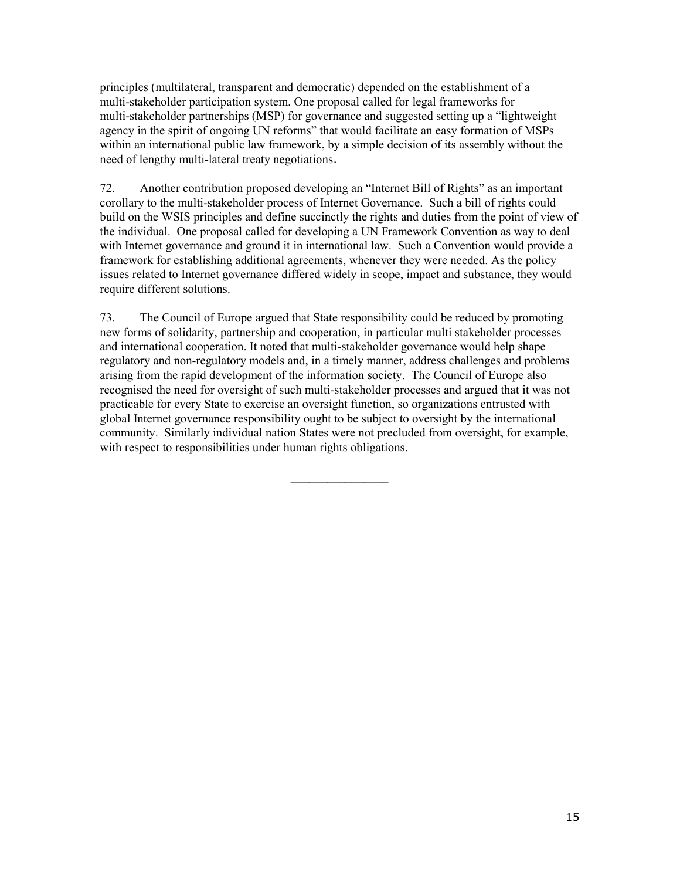principles (multilateral, transparent and democratic) depended on the establishment of a multi-stakeholder participation system. One proposal called for legal frameworks for multi-stakeholder partnerships (MSP) for governance and suggested setting up a "lightweight agency in the spirit of ongoing UN reforms" that would facilitate an easy formation of MSPs within an international public law framework, by a simple decision of its assembly without the need of lengthy multi-lateral treaty negotiations.

72. Another contribution proposed developing an "Internet Bill of Rights" as an important corollary to the multi-stakeholder process of Internet Governance. Such a bill of rights could build on the WSIS principles and define succinctly the rights and duties from the point of view of the individual. One proposal called for developing a UN Framework Convention as way to deal with Internet governance and ground it in international law. Such a Convention would provide a framework for establishing additional agreements, whenever they were needed. As the policy issues related to Internet governance differed widely in scope, impact and substance, they would require different solutions.

73. The Council of Europe argued that State responsibility could be reduced by promoting new forms of solidarity, partnership and cooperation, in particular multi stakeholder processes and international cooperation. It noted that multi-stakeholder governance would help shape regulatory and non-regulatory models and, in a timely manner, address challenges and problems arising from the rapid development of the information society. The Council of Europe also recognised the need for oversight of such multi-stakeholder processes and argued that it was not practicable for every State to exercise an oversight function, so organizations entrusted with global Internet governance responsibility ought to be subject to oversight by the international community. Similarly individual nation States were not precluded from oversight, for example, with respect to responsibilities under human rights obligations.

\_\_\_\_\_\_\_\_\_\_\_\_\_\_\_\_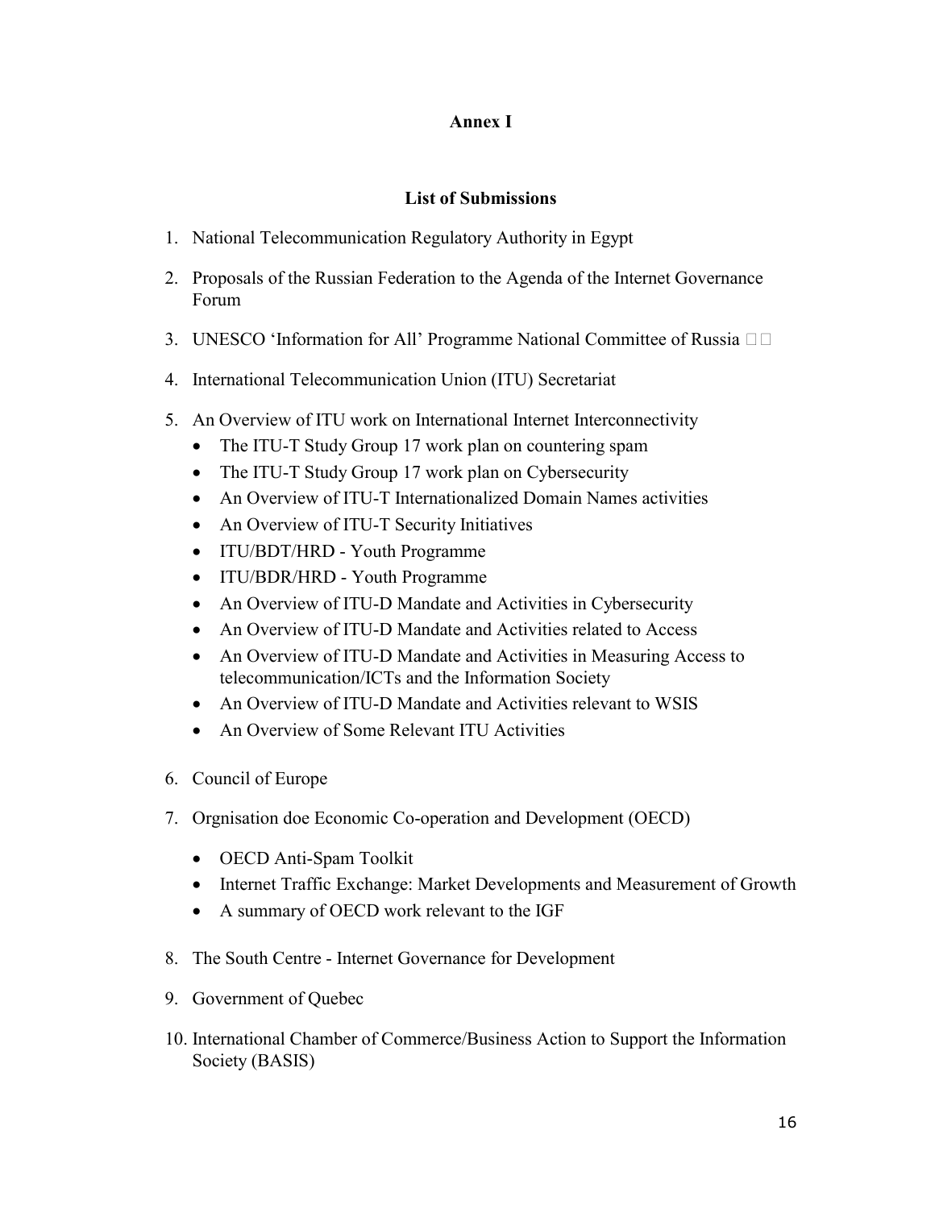**Annex I**

**List of Submissions**

1. National Telecommunication Regulatory Authority in Egypt
2. Proposals of the Russian Federation to the Agenda of the Internet Governance Forum
3. UNESCO 'Information for All' Programme National Committee of Russia
4. International Telecommunication Union (ITU) Secretariat
5. An Overview of ITU work on International Internet Interconnectivity
   - The ITU-T Study Group 17 work plan on countering spam
   - The ITU-T Study Group 17 work plan on Cybersecurity
   - An Overview of ITU-T Internationalized Domain Names activities
   - An Overview of ITU-T Security Initiatives
   - ITU/BDT/HRD - Youth Programme
   - ITU/BDR/HRD - Youth Programme
   - An Overview of ITU-D Mandate and Activities in Cybersecurity
   - An Overview of ITU-D Mandate and Activities related to Access
   - An Overview of ITU-D Mandate and Activities in Measuring Access to telecommunication/ICTs and the Information Society
   - An Overview of ITU-D Mandate and Activities relevant to WSIS
   - An Overview of Some Relevant ITU Activities
6. Council of Europe
7. Orgnisation doe Economic Co-operation and Development (OECD)
   - OECD Anti-Spam Toolkit
   - Internet Traffic Exchange: Market Developments and Measurement of Growth
   - A summary of OECD work relevant to the IGF
8. The South Centre - Internet Governance for Development
9. Government of Quebec
10. International Chamber of Commerce/Business Action to Support the Information Society (BASIS)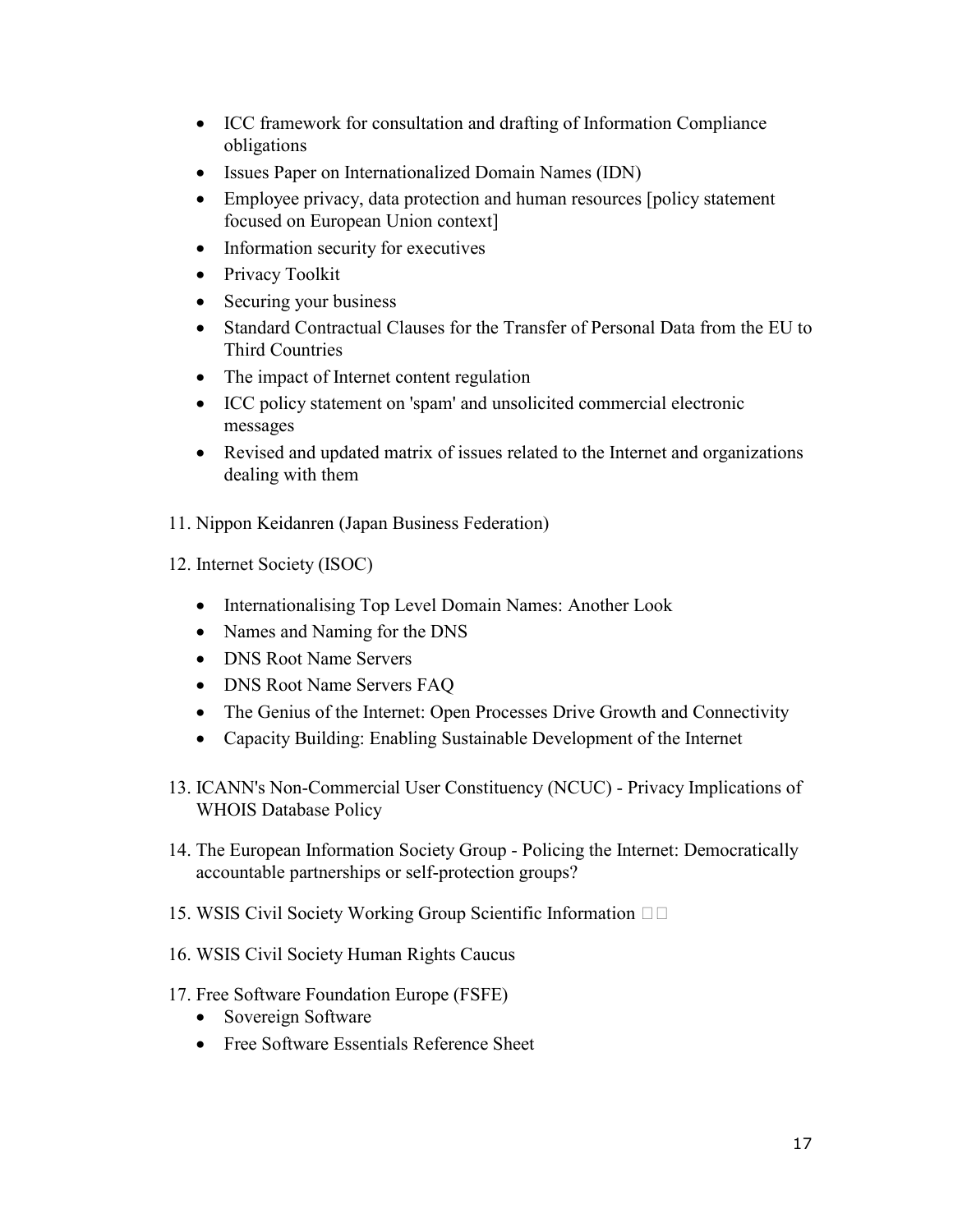- ICC framework for consultation and drafting of Information Compliance obligations
- Issues Paper on Internationalized Domain Names (IDN)
- Employee privacy, data protection and human resources [policy statement focused on European Union context]
- Information security for executives
- Privacy Toolkit
- Securing your business
- Standard Contractual Clauses for the Transfer of Personal Data from the EU to Third Countries
- The impact of Internet content regulation
- ICC policy statement on 'spam' and unsolicited commercial electronic messages
- Revised and updated matrix of issues related to the Internet and organizations dealing with them

11. Nippon Keidanren (Japan Business Federation)

12. Internet Society (ISOC)

    - Internationalising Top Level Domain Names: Another Look
    - Names and Naming for the DNS
    - DNS Root Name Servers
    - DNS Root Name Servers FAQ
    - The Genius of the Internet: Open Processes Drive Growth and Connectivity
    - Capacity Building: Enabling Sustainable Development of the Internet

13. ICANN's Non-Commercial User Constituency (NCUC) - Privacy Implications of WHOIS Database Policy

14. The European Information Society Group - Policing the Internet: Democratically accountable partnerships or self-protection groups?

15. WSIS Civil Society Working Group Scientific Information

16. WSIS Civil Society Human Rights Caucus

17. Free Software Foundation Europe (FSFE)
    - Sovereign Software
    - Free Software Essentials Reference Sheet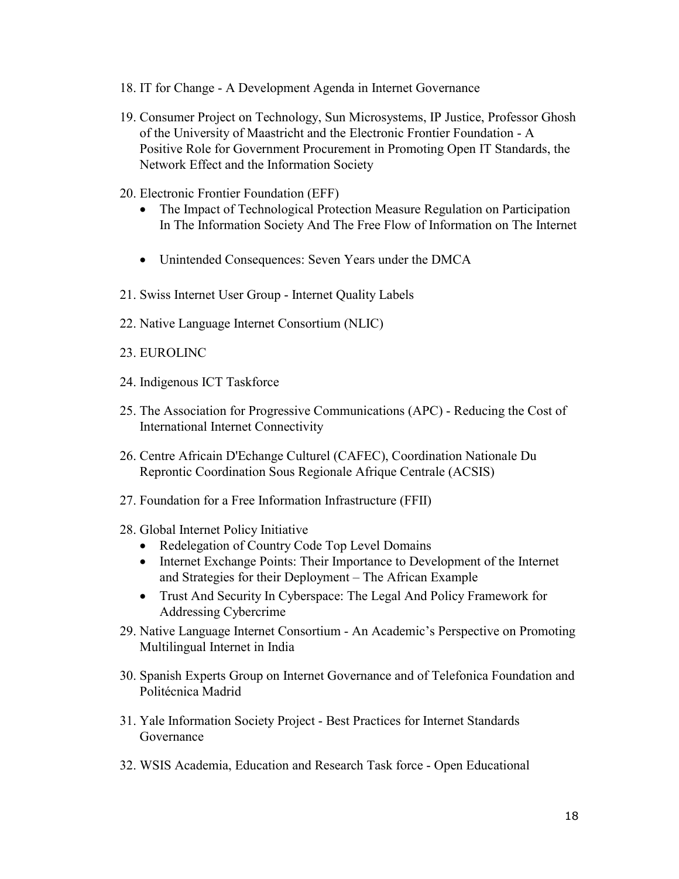18. IT for Change - A Development Agenda in Internet Governance

19. Consumer Project on Technology, Sun Microsystems, IP Justice, Professor Ghosh of the University of Maastricht and the Electronic Frontier Foundation - A Positive Role for Government Procurement in Promoting Open IT Standards, the Network Effect and the Information Society

20. Electronic Frontier Foundation (EFF)
    - The Impact of Technological Protection Measure Regulation on Participation In The Information Society And The Free Flow of Information on The Internet
    - Unintended Consequences: Seven Years under the DMCA

21. Swiss Internet User Group - Internet Quality Labels

22. Native Language Internet Consortium (NLIC)

23. EUROLINC

24. Indigenous ICT Taskforce

25. The Association for Progressive Communications (APC) - Reducing the Cost of International Internet Connectivity

26. Centre Africain D'Echange Culturel (CAFEC), Coordination Nationale Du Reprontic Coordination Sous Regionale Afrique Centrale (ACSIS)

27. Foundation for a Free Information Infrastructure (FFII)

28. Global Internet Policy Initiative
    - Redelegation of Country Code Top Level Domains
    - Internet Exchange Points: Their Importance to Development of the Internet and Strategies for their Deployment – The African Example
    - Trust And Security In Cyberspace: The Legal And Policy Framework for Addressing Cybercrime

29. Native Language Internet Consortium - An Academic's Perspective on Promoting Multilingual Internet in India

30. Spanish Experts Group on Internet Governance and of Telefonica Foundation and Politécnica Madrid

31. Yale Information Society Project - Best Practices for Internet Standards Governance

32. WSIS Academia, Education and Research Task force - Open Educational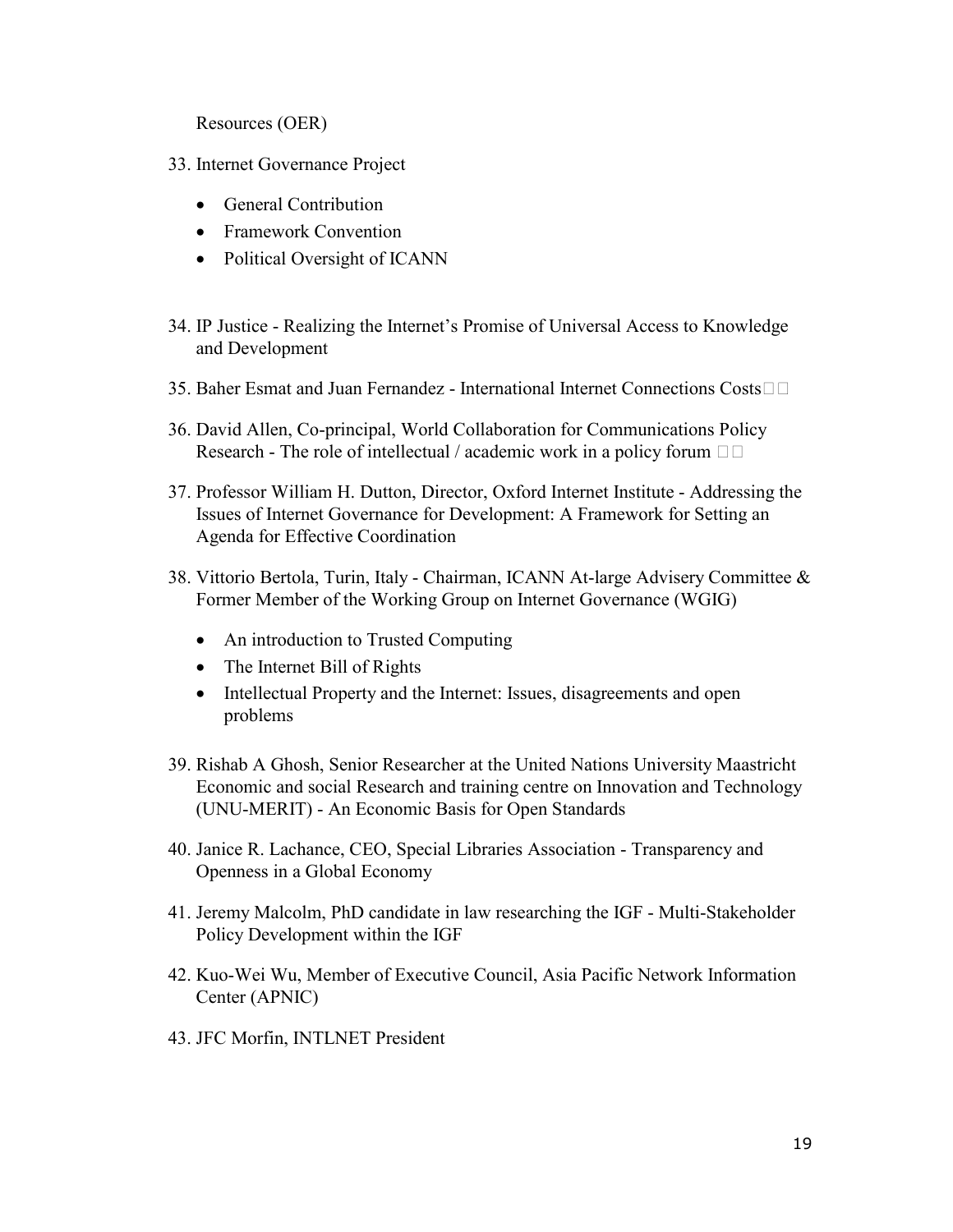Resources (OER)

33. Internet Governance Project
    - General Contribution
    - Framework Convention
    - Political Oversight of ICANN

34. IP Justice - Realizing the Internet's Promise of Universal Access to Knowledge and Development

35. Baher Esmat and Juan Fernandez - International Internet Connections Costs

36. David Allen, Co-principal, World Collaboration for Communications Policy Research - The role of intellectual / academic work in a policy forum

37. Professor William H. Dutton, Director, Oxford Internet Institute - Addressing the Issues of Internet Governance for Development: A Framework for Setting an Agenda for Effective Coordination

38. Vittorio Bertola, Turin, Italy - Chairman, ICANN At-large Advisery Committee & Former Member of the Working Group on Internet Governance (WGIG)
    - An introduction to Trusted Computing
    - The Internet Bill of Rights
    - Intellectual Property and the Internet: Issues, disagreements and open problems

39. Rishab A Ghosh, Senior Researcher at the United Nations University Maastricht Economic and social Research and training centre on Innovation and Technology (UNU-MERIT) - An Economic Basis for Open Standards

40. Janice R. Lachance, CEO, Special Libraries Association - Transparency and Openness in a Global Economy

41. Jeremy Malcolm, PhD candidate in law researching the IGF - Multi-Stakeholder Policy Development within the IGF

42. Kuo-Wei Wu, Member of Executive Council, Asia Pacific Network Information Center (APNIC)

43. JFC Morfin, INTLNET President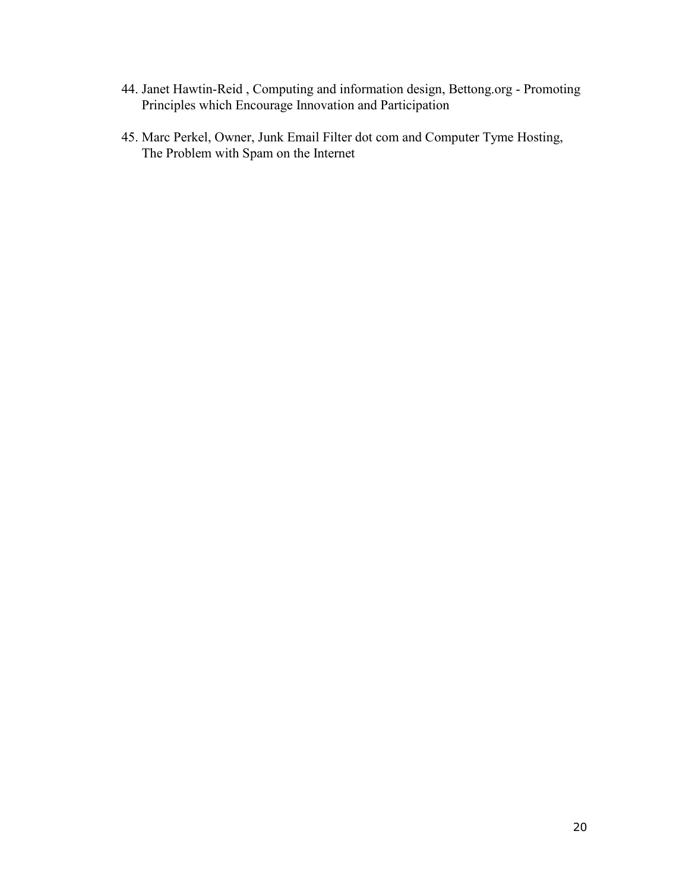44. Janet Hawtin-Reid , Computing and information design, Bettong.org - Promoting Principles which Encourage Innovation and Participation

45. Marc Perkel, Owner, Junk Email Filter dot com and Computer Tyme Hosting, The Problem with Spam on the Internet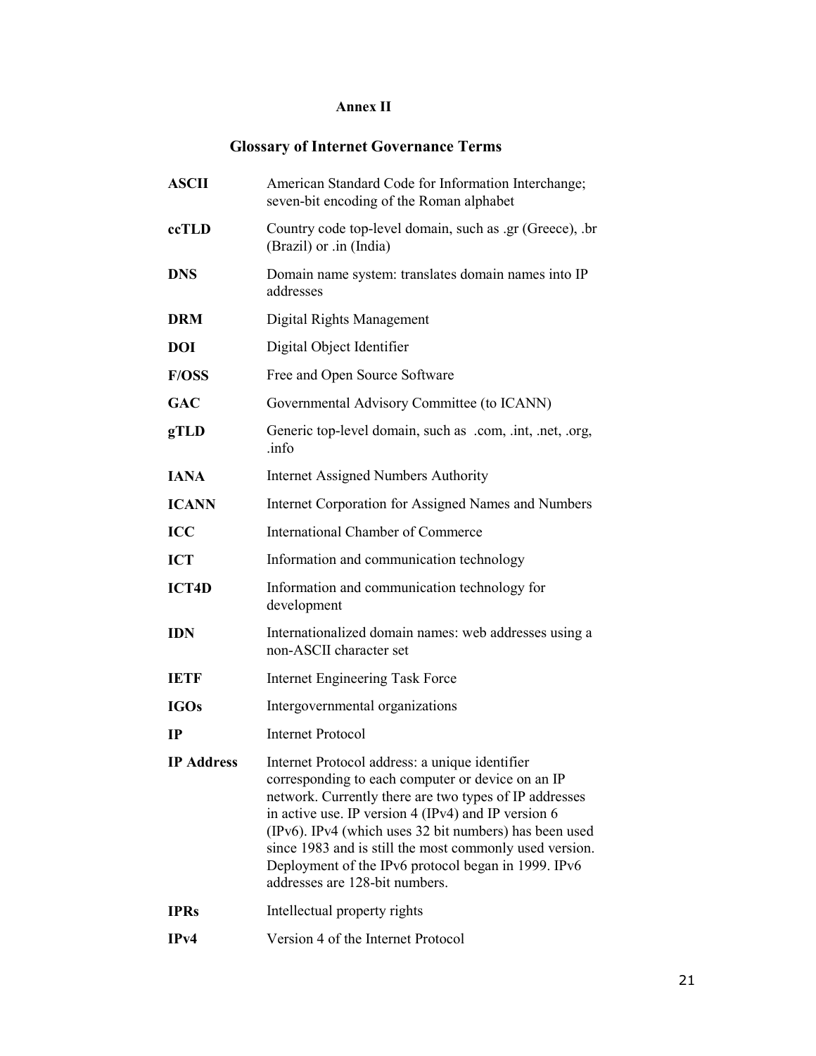## Annex II

## Glossary of Internet Governance Terms

| | |
|---|---|
| **ASCII** | American Standard Code for Information Interchange; seven-bit encoding of the Roman alphabet |
| **ccTLD** | Country code top-level domain, such as .gr (Greece), .br (Brazil) or .in (India) |
| **DNS** | Domain name system: translates domain names into IP addresses |
| **DRM** | Digital Rights Management |
| **DOI** | Digital Object Identifier |
| **F/OSS** | Free and Open Source Software |
| **GAC** | Governmental Advisory Committee (to ICANN) |
| **gTLD** | Generic top-level domain, such as .com, .int, .net, .org, .info |
| **IANA** | Internet Assigned Numbers Authority |
| **ICANN** | Internet Corporation for Assigned Names and Numbers |
| **ICC** | International Chamber of Commerce |
| **ICT** | Information and communication technology |
| **ICT4D** | Information and communication technology for development |
| **IDN** | Internationalized domain names: web addresses using a non-ASCII character set |
| **IETF** | Internet Engineering Task Force |
| **IGOs** | Intergovernmental organizations |
| **IP** | Internet Protocol |
| **IP Address** | Internet Protocol address: a unique identifier corresponding to each computer or device on an IP network. Currently there are two types of IP addresses in active use. IP version 4 (IPv4) and IP version 6 (IPv6). IPv4 (which uses 32 bit numbers) has been used since 1983 and is still the most commonly used version. Deployment of the IPv6 protocol began in 1999. IPv6 addresses are 128-bit numbers. |
| **IPRs** | Intellectual property rights |
| **IPv4** | Version 4 of the Internet Protocol |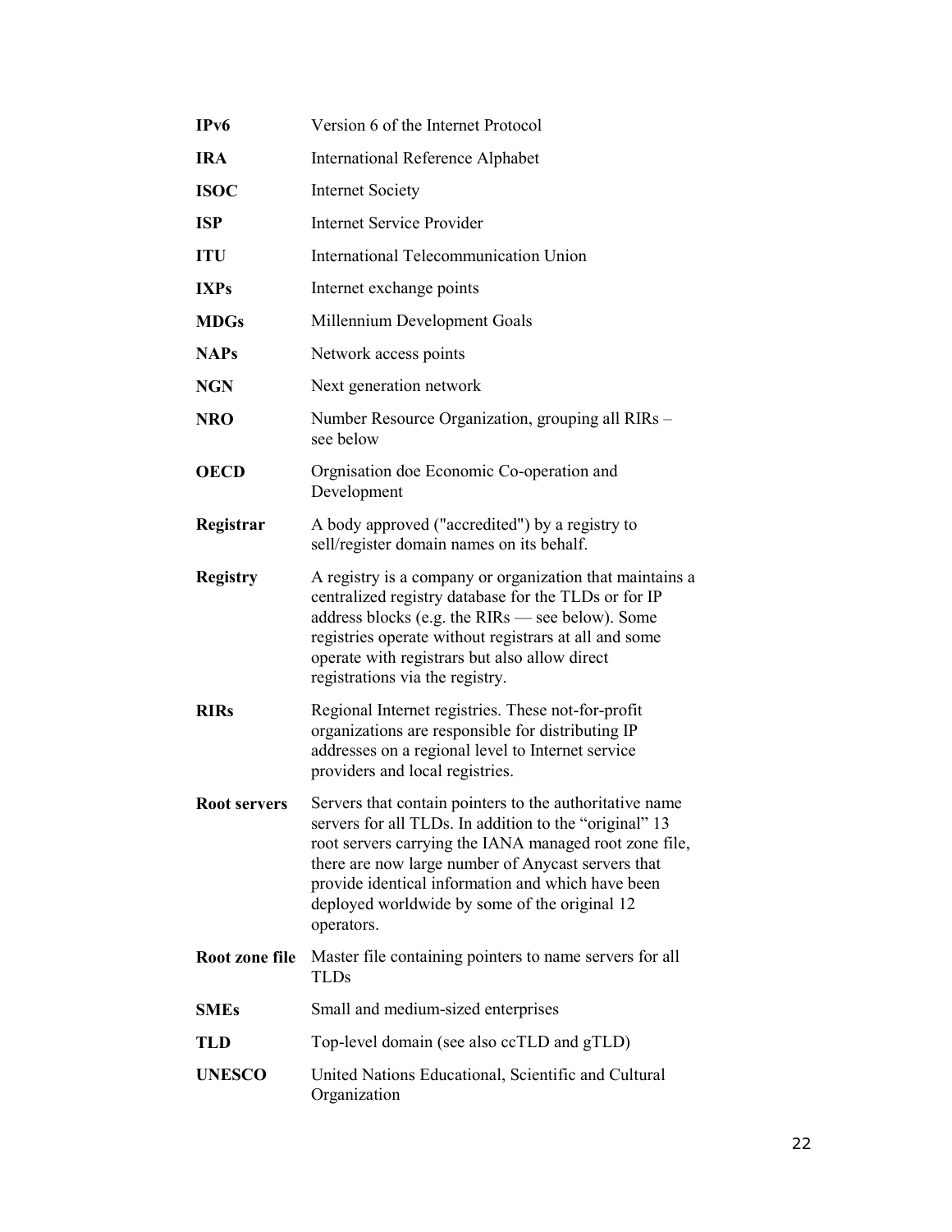| | |
|---|---|
| **IPv6** | Version 6 of the Internet Protocol |
| **IRA** | International Reference Alphabet |
| **ISOC** | Internet Society |
| **ISP** | Internet Service Provider |
| **ITU** | International Telecommunication Union |
| **IXPs** | Internet exchange points |
| **MDGs** | Millennium Development Goals |
| **NAPs** | Network access points |
| **NGN** | Next generation network |
| **NRO** | Number Resource Organization, grouping all RIRs – see below |
| **OECD** | Orgnisation doe Economic Co-operation and Development |
| **Registrar** | A body approved ("accredited") by a registry to sell/register domain names on its behalf. |
| **Registry** | A registry is a company or organization that maintains a centralized registry database for the TLDs or for IP address blocks (e.g. the RIRs — see below). Some registries operate without registrars at all and some operate with registrars but also allow direct registrations via the registry. |
| **RIRs** | Regional Internet registries. These not-for-profit organizations are responsible for distributing IP addresses on a regional level to Internet service providers and local registries. |
| **Root servers** | Servers that contain pointers to the authoritative name servers for all TLDs. In addition to the "original" 13 root servers carrying the IANA managed root zone file, there are now large number of Anycast servers that provide identical information and which have been deployed worldwide by some of the original 12 operators. |
| **Root zone file** | Master file containing pointers to name servers for all TLDs |
| **SMEs** | Small and medium-sized enterprises |
| **TLD** | Top-level domain (see also ccTLD and gTLD) |
| **UNESCO** | United Nations Educational, Scientific and Cultural Organization |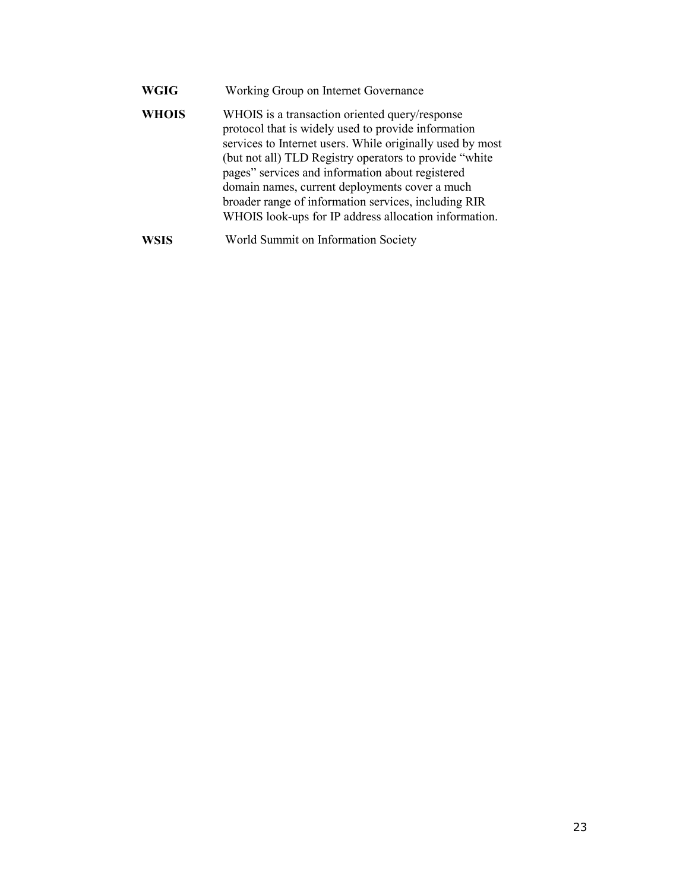**WGIG** Working Group on Internet Governance

**WHOIS** WHOIS is a transaction oriented query/response protocol that is widely used to provide information services to Internet users. While originally used by most (but not all) TLD Registry operators to provide “white pages” services and information about registered domain names, current deployments cover a much broader range of information services, including RIR WHOIS look-ups for IP address allocation information.

**WSIS** World Summit on Information Society